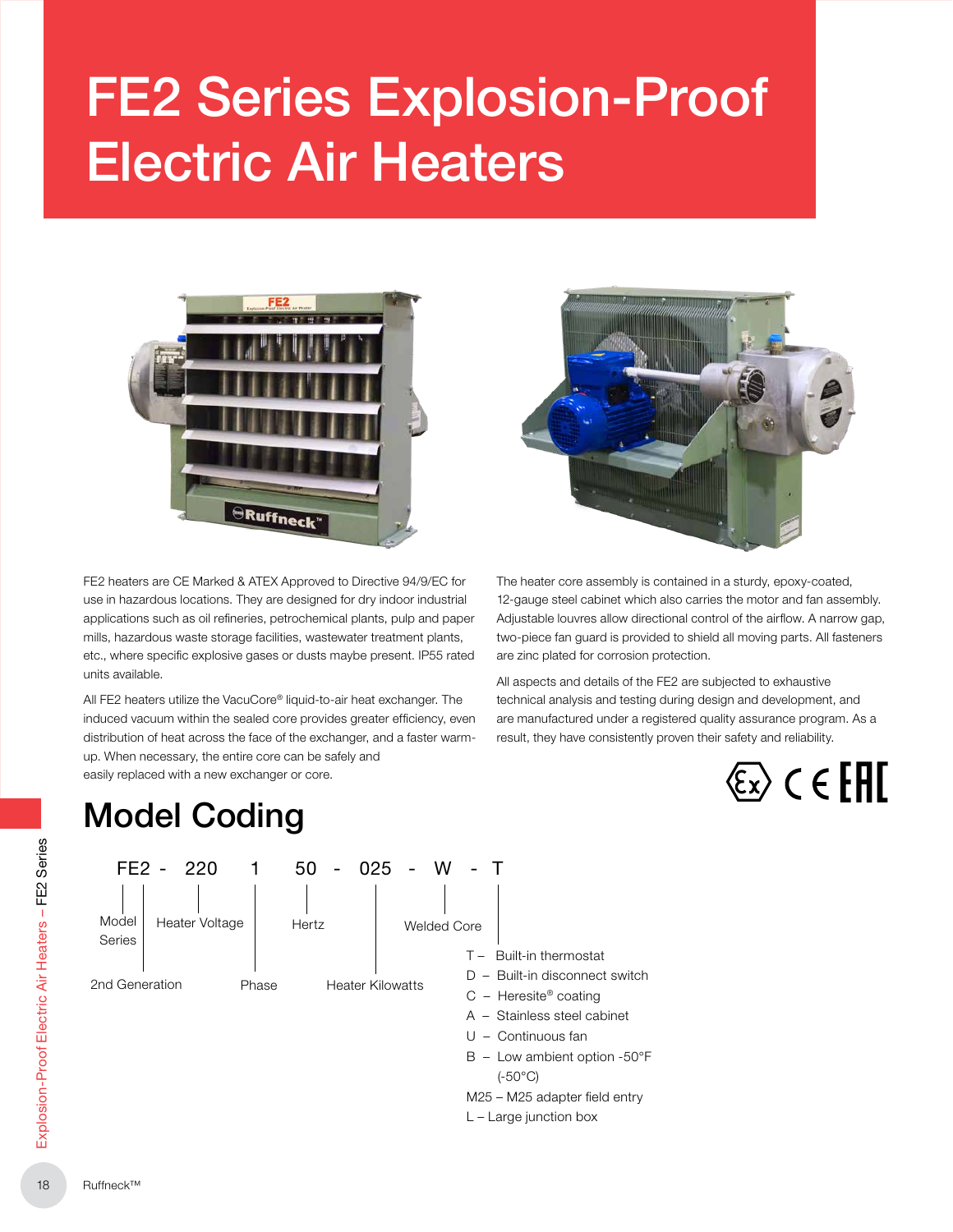# FE2 Series Explosion-Proof Electric Air Heaters

FE2 heaters are CE Marked & ATEX Approved to Directive 94/9/EC for use in hazardous locations. They are designed for dry indoor industrial applications such as oil refineries, petrochemical plants, pulp and paper mills, hazardous waste storage facilities, wastewater treatment plants, etc., where specific explosive gases or dusts maybe present. IP55 rated units available.

All FE2 heaters utilize the VacuCore® liquid-to-air heat exchanger. The induced vacuum within the sealed core provides greater efficiency, even distribution of heat across the face of the exchanger, and a faster warm-up. When necessary, the entire core can be safely and easily replaced with a new exchanger or core.

The heater core assembly is contained in a sturdy, epoxy-coated, 12-gauge steel cabinet which also carries the motor and fan assembly. Adjustable louvres allow directional control of the airflow. A narrow gap, two-piece fan guard is provided to shield all moving parts. All fasteners are zinc plated for corrosion protection.

All aspects and details of the FE2 are subjected to exhaustive technical analysis and testing during design and development, and are manufactured under a registered quality assurance program. As a result, they have consistently proven their safety and reliability.

## Model Coding

FE2 - 220 1 50 - 025 - W - T

- FE2 – Model Series
- 2 – 2nd Generation
- 220 – Heater Voltage
- 1 – Phase
- 50 – Hertz
- 025 – Heater Kilowatts
- W – Welded Core
- Options:
  - T – Built-in thermostat
  - D – Built-in disconnect switch
  - C – Heresite® coating
  - A – Stainless steel cabinet
  - U – Continuous fan
  - B – Low ambient option -50°F (-50°C)
  - M25 – M25 adapter field entry
  - L – Large junction box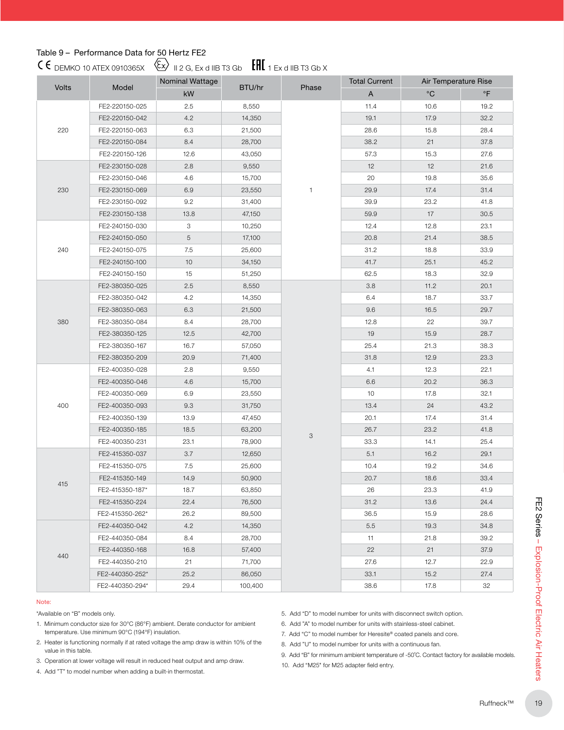Table 9 – Performance Data for 50 Hertz FE2

CE DEMKO 10 ATEX 0910365X ⟨Ex⟩ II 2 G, Ex d IIB T3 Gb EAC 1 Ex d IIB T3 Gb X

| Volts | Model | Nominal Wattage | BTU/hr | Phase | Total Current | Air Temperature Rise | |
|---|---|---|---|---|---|---|---|
| | | kW | | | A | °C | °F |
| 220 | FE2-220150-025 | 2.5 | 8,550 | 1 | 11.4 | 10.6 | 19.2 |
| | FE2-220150-042 | 4.2 | 14,350 | | 19.1 | 17.9 | 32.2 |
| | FE2-220150-063 | 6.3 | 21,500 | | 28.6 | 15.8 | 28.4 |
| | FE2-220150-084 | 8.4 | 28,700 | | 38.2 | 21 | 37.8 |
| | FE2-220150-126 | 12.6 | 43,050 | | 57.3 | 15.3 | 27.6 |
| 230 | FE2-230150-028 | 2.8 | 9,550 | | 12 | 12 | 21.6 |
| | FE2-230150-046 | 4.6 | 15,700 | | 20 | 19.8 | 35.6 |
| | FE2-230150-069 | 6.9 | 23,550 | | 29.9 | 17.4 | 31.4 |
| | FE2-230150-092 | 9.2 | 31,400 | | 39.9 | 23.2 | 41.8 |
| | FE2-230150-138 | 13.8 | 47,150 | | 59.9 | 17 | 30.5 |
| 240 | FE2-240150-030 | 3 | 10,250 | | 12.4 | 12.8 | 23.1 |
| | FE2-240150-050 | 5 | 17,100 | | 20.8 | 21.4 | 38.5 |
| | FE2-240150-075 | 7.5 | 25,600 | | 31.2 | 18.8 | 33.9 |
| | FE2-240150-100 | 10 | 34,150 | | 41.7 | 25.1 | 45.2 |
| | FE2-240150-150 | 15 | 51,250 | | 62.5 | 18.3 | 32.9 |
| 380 | FE2-380350-025 | 2.5 | 8,550 | 3 | 3.8 | 11.2 | 20.1 |
| | FE2-380350-042 | 4.2 | 14,350 | | 6.4 | 18.7 | 33.7 |
| | FE2-380350-063 | 6.3 | 21,500 | | 9.6 | 16.5 | 29.7 |
| | FE2-380350-084 | 8.4 | 28,700 | | 12.8 | 22 | 39.7 |
| | FE2-380350-125 | 12.5 | 42,700 | | 19 | 15.9 | 28.7 |
| | FE2-380350-167 | 16.7 | 57,050 | | 25.4 | 21.3 | 38.3 |
| | FE2-380350-209 | 20.9 | 71,400 | | 31.8 | 12.9 | 23.3 |
| 400 | FE2-400350-028 | 2.8 | 9,550 | | 4.1 | 12.3 | 22.1 |
| | FE2-400350-046 | 4.6 | 15,700 | | 6.6 | 20.2 | 36.3 |
| | FE2-400350-069 | 6.9 | 23,550 | | 10 | 17.8 | 32.1 |
| | FE2-400350-093 | 9.3 | 31,750 | | 13.4 | 24 | 43.2 |
| | FE2-400350-139 | 13.9 | 47,450 | | 20.1 | 17.4 | 31.4 |
| | FE2-400350-185 | 18.5 | 63,200 | | 26.7 | 23.2 | 41.8 |
| | FE2-400350-231 | 23.1 | 78,900 | | 33.3 | 14.1 | 25.4 |
| 415 | FE2-415350-037 | 3.7 | 12,650 | | 5.1 | 16.2 | 29.1 |
| | FE2-415350-075 | 7.5 | 25,600 | | 10.4 | 19.2 | 34.6 |
| | FE2-415350-149 | 14.9 | 50,900 | | 20.7 | 18.6 | 33.4 |
| | FE2-415350-187* | 18.7 | 63,850 | | 26 | 23.3 | 41.9 |
| | FE2-415350-224 | 22.4 | 76,500 | | 31.2 | 13.6 | 24.4 |
| | FE2-415350-262* | 26.2 | 89,500 | | 36.5 | 15.9 | 28.6 |
| 440 | FE2-440350-042 | 4.2 | 14,350 | | 5.5 | 19.3 | 34.8 |
| | FE2-440350-084 | 8.4 | 28,700 | | 11 | 21.8 | 39.2 |
| | FE2-440350-168 | 16.8 | 57,400 | | 22 | 21 | 37.9 |
| | FE2-440350-210 | 21 | 71,700 | | 27.6 | 12.7 | 22.9 |
| | FE2-440350-252* | 25.2 | 86,050 | | 33.1 | 15.2 | 27.4 |
| | FE2-440350-294* | 29.4 | 100,400 | | 38.6 | 17.8 | 32 |

Note:

*Available on "B" models only.

1. Minimum conductor size for 30°C (86°F) ambient. Derate conductor for ambient temperature. Use minimum 90°C (194°F) insulation.
2. Heater is functioning normally if at rated voltage the amp draw is within 10% of the value in this table.
3. Operation at lower voltage will result in reduced heat output and amp draw.
4. Add "T" to model number when adding a built-in thermostat.
5. Add "D" to model number for units with disconnect switch option.
6. Add "A" to model number for units with stainless-steel cabinet.
7. Add "C" to model number for Heresite® coated panels and core.
8. Add "U" to model number for units with a continuous fan.
9. Add "B" for minimum ambient temperature of -50°C. Contact factory for available models.
10. Add "M25" for M25 adapter field entry.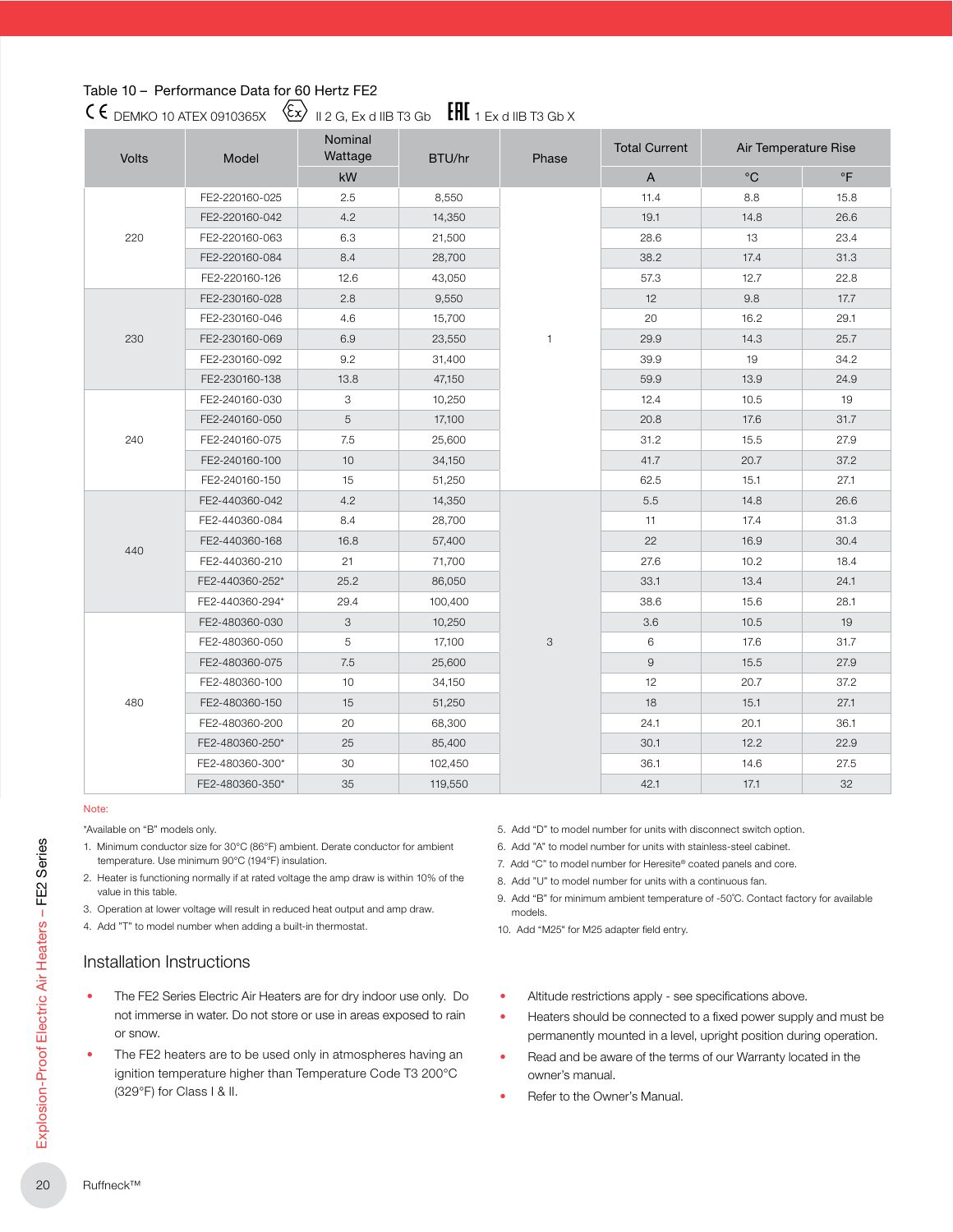Table 10 – Performance Data for 60 Hertz FE2

CE DEMKO 10 ATEX 0910365X Ex II 2 G, Ex d IIB T3 Gb EAC 1 Ex d IIB T3 Gb X

| Volts | Model | Nominal Wattage | BTU/hr | Phase | Total Current | Air Temperature Rise | |
|---|---|---|---|---|---|---|---|
| | | kW | | | A | °C | °F |
| 220 | FE2-220160-025 | 2.5 | 8,550 | 1 | 11.4 | 8.8 | 15.8 |
| | FE2-220160-042 | 4.2 | 14,350 | | 19.1 | 14.8 | 26.6 |
| | FE2-220160-063 | 6.3 | 21,500 | | 28.6 | 13 | 23.4 |
| | FE2-220160-084 | 8.4 | 28,700 | | 38.2 | 17.4 | 31.3 |
| | FE2-220160-126 | 12.6 | 43,050 | | 57.3 | 12.7 | 22.8 |
| 230 | FE2-230160-028 | 2.8 | 9,550 | | 12 | 9.8 | 17.7 |
| | FE2-230160-046 | 4.6 | 15,700 | | 20 | 16.2 | 29.1 |
| | FE2-230160-069 | 6.9 | 23,550 | | 29.9 | 14.3 | 25.7 |
| | FE2-230160-092 | 9.2 | 31,400 | | 39.9 | 19 | 34.2 |
| | FE2-230160-138 | 13.8 | 47,150 | | 59.9 | 13.9 | 24.9 |
| 240 | FE2-240160-030 | 3 | 10,250 | | 12.4 | 10.5 | 19 |
| | FE2-240160-050 | 5 | 17,100 | | 20.8 | 17.6 | 31.7 |
| | FE2-240160-075 | 7.5 | 25,600 | | 31.2 | 15.5 | 27.9 |
| | FE2-240160-100 | 10 | 34,150 | | 41.7 | 20.7 | 37.2 |
| | FE2-240160-150 | 15 | 51,250 | | 62.5 | 15.1 | 27.1 |
| 440 | FE2-440360-042 | 4.2 | 14,350 | 3 | 5.5 | 14.8 | 26.6 |
| | FE2-440360-084 | 8.4 | 28,700 | | 11 | 17.4 | 31.3 |
| | FE2-440360-168 | 16.8 | 57,400 | | 22 | 16.9 | 30.4 |
| | FE2-440360-210 | 21 | 71,700 | | 27.6 | 10.2 | 18.4 |
| | FE2-440360-252* | 25.2 | 86,050 | | 33.1 | 13.4 | 24.1 |
| | FE2-440360-294* | 29.4 | 100,400 | | 38.6 | 15.6 | 28.1 |
| 480 | FE2-480360-030 | 3 | 10,250 | | 3.6 | 10.5 | 19 |
| | FE2-480360-050 | 5 | 17,100 | | 6 | 17.6 | 31.7 |
| | FE2-480360-075 | 7.5 | 25,600 | | 9 | 15.5 | 27.9 |
| | FE2-480360-100 | 10 | 34,150 | | 12 | 20.7 | 37.2 |
| | FE2-480360-150 | 15 | 51,250 | | 18 | 15.1 | 27.1 |
| | FE2-480360-200 | 20 | 68,300 | | 24.1 | 20.1 | 36.1 |
| | FE2-480360-250* | 25 | 85,400 | | 30.1 | 12.2 | 22.9 |
| | FE2-480360-300* | 30 | 102,450 | | 36.1 | 14.6 | 27.5 |
| | FE2-480360-350* | 35 | 119,550 | | 42.1 | 17.1 | 32 |

Note:

*Available on "B" models only.

1. Minimum conductor size for 30°C (86°F) ambient. Derate conductor for ambient temperature. Use minimum 90°C (194°F) insulation.
2. Heater is functioning normally if at rated voltage the amp draw is within 10% of the value in this table.
3. Operation at lower voltage will result in reduced heat output and amp draw.
4. Add "T" to model number when adding a built-in thermostat.
5. Add "D" to model number for units with disconnect switch option.
6. Add "A" to model number for units with stainless-steel cabinet.
7. Add "C" to model number for Heresite® coated panels and core.
8. Add "U" to model number for units with a continuous fan.
9. Add "B" for minimum ambient temperature of -50˚C. Contact factory for available models.
10. Add "M25" for M25 adapter field entry.

## Installation Instructions

- The FE2 Series Electric Air Heaters are for dry indoor use only. Do not immerse in water. Do not store or use in areas exposed to rain or snow.
- The FE2 heaters are to be used only in atmospheres having an ignition temperature higher than Temperature Code T3 200°C (329°F) for Class I & II.
- Altitude restrictions apply - see specifications above.
- Heaters should be connected to a fixed power supply and must be permanently mounted in a level, upright position during operation.
- Read and be aware of the terms of our Warranty located in the owner's manual.
- Refer to the Owner's Manual.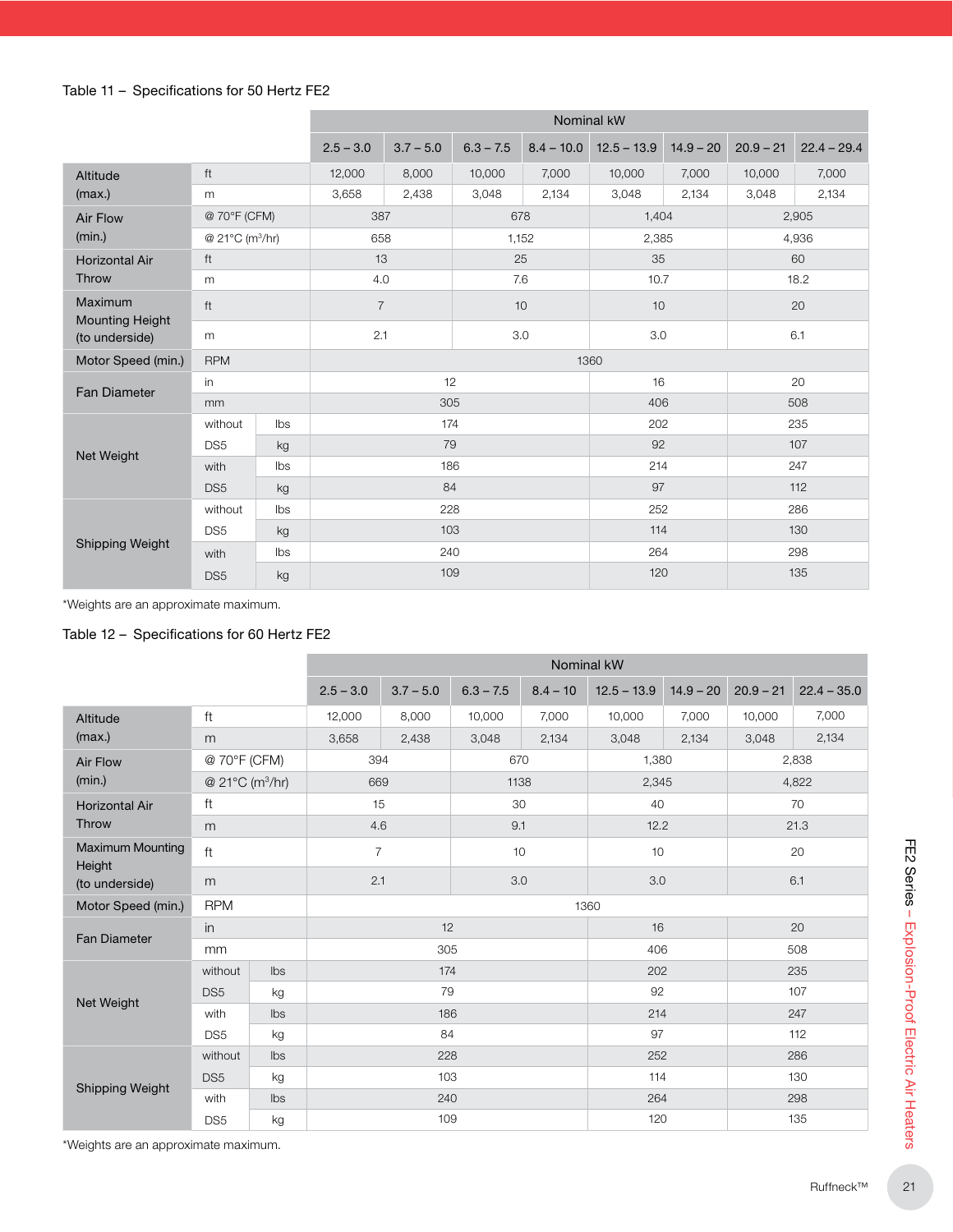Table 11 – Specifications for 50 Hertz FE2

| | | | Nominal kW | | | | | | | |
|---|---|---|---|---|---|---|---|---|---|---|
| | | | 2.5 – 3.0 | 3.7 – 5.0 | 6.3 – 7.5 | 8.4 – 10.0 | 12.5 – 13.9 | 14.9 – 20 | 20.9 – 21 | 22.4 – 29.4 |
| Altitude (max.) | ft | | 12,000 | 8,000 | 10,000 | 7,000 | 10,000 | 7,000 | 10,000 | 7,000 |
| | m | | 3,658 | 2,438 | 3,048 | 2,134 | 3,048 | 2,134 | 3,048 | 2,134 |
| Air Flow (min.) | @ 70°F (CFM) | | 387 | | 678 | | 1,404 | | 2,905 | |
| | @ 21°C ($m^3$/hr) | | 658 | | 1,152 | | 2,385 | | 4,936 | |
| Horizontal Air Throw | ft | | 13 | | 25 | | 35 | | 60 | |
| | m | | 4.0 | | 7.6 | | 10.7 | | 18.2 | |
| Maximum Mounting Height (to underside) | ft | | 7 | | 10 | | 10 | | 20 | |
| | m | | 2.1 | | 3.0 | | 3.0 | | 6.1 | |
| Motor Speed (min.) | RPM | | 1360 | | | | | | | |
| Fan Diameter | in | | 12 | | | | 16 | | 20 | |
| | mm | | 305 | | | | 406 | | 508 | |
| Net Weight | without DS5 | lbs | 174 | | | | 202 | | 235 | |
| | | kg | 79 | | | | 92 | | 107 | |
| | with DS5 | lbs | 186 | | | | 214 | | 247 | |
| | | kg | 84 | | | | 97 | | 112 | |
| Shipping Weight | without DS5 | lbs | 228 | | | | 252 | | 286 | |
| | | kg | 103 | | | | 114 | | 130 | |
| | with DS5 | lbs | 240 | | | | 264 | | 298 | |
| | | kg | 109 | | | | 120 | | 135 | |

*Weights are an approximate maximum.

Table 12 – Specifications for 60 Hertz FE2

| | | | Nominal kW | | | | | | | |
|---|---|---|---|---|---|---|---|---|---|---|
| | | | 2.5 – 3.0 | 3.7 – 5.0 | 6.3 – 7.5 | 8.4 – 10 | 12.5 – 13.9 | 14.9 – 20 | 20.9 – 21 | 22.4 – 35.0 |
| Altitude (max.) | ft | | 12,000 | 8,000 | 10,000 | 7,000 | 10,000 | 7,000 | 10,000 | 7,000 |
| | m | | 3,658 | 2,438 | 3,048 | 2,134 | 3,048 | 2,134 | 3,048 | 2,134 |
| Air Flow (min.) | @ 70°F (CFM) | | 394 | | 670 | | 1,380 | | 2,838 | |
| | @ 21°C ($m^3$/hr) | | 669 | | 1138 | | 2,345 | | 4,822 | |
| Horizontal Air Throw | ft | | 15 | | 30 | | 40 | | 70 | |
| | m | | 4.6 | | 9.1 | | 12.2 | | 21.3 | |
| Maximum Mounting Height (to underside) | ft | | 7 | | 10 | | 10 | | 20 | |
| | m | | 2.1 | | 3.0 | | 3.0 | | 6.1 | |
| Motor Speed (min.) | RPM | | 1360 | | | | | | | |
| Fan Diameter | in | | 12 | | | | 16 | | 20 | |
| | mm | | 305 | | | | 406 | | 508 | |
| Net Weight | without DS5 | lbs | 174 | | | | 202 | | 235 | |
| | | kg | 79 | | | | 92 | | 107 | |
| | with DS5 | lbs | 186 | | | | 214 | | 247 | |
| | | kg | 84 | | | | 97 | | 112 | |
| Shipping Weight | without DS5 | lbs | 228 | | | | 252 | | 286 | |
| | | kg | 103 | | | | 114 | | 130 | |
| | with DS5 | lbs | 240 | | | | 264 | | 298 | |
| | | kg | 109 | | | | 120 | | 135 | |

*Weights are an approximate maximum.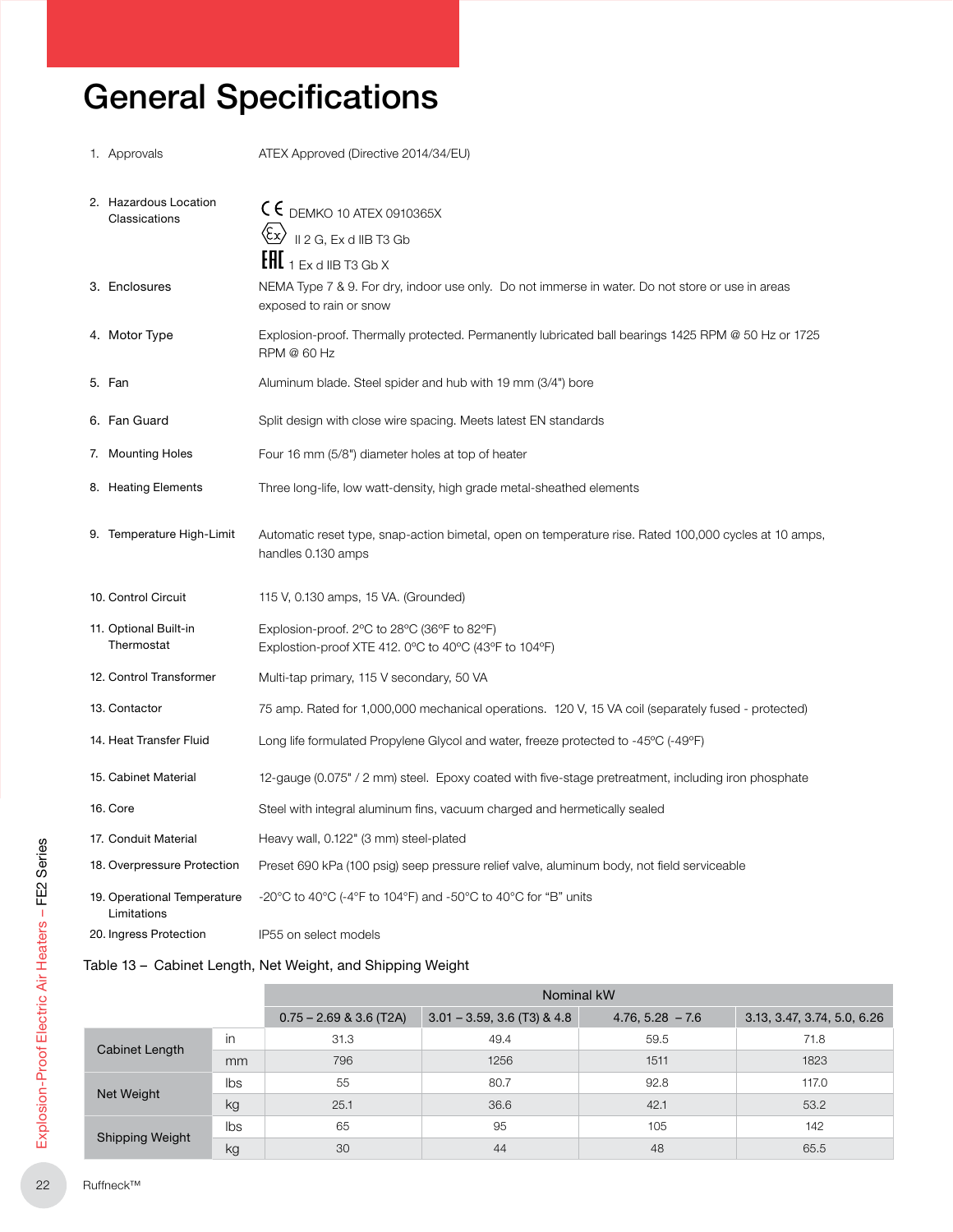# General Specifications

| | |
|---|---|
| 1. Approvals | ATEX Approved (Directive 2014/34/EU) |
| 2. Hazardous Location Classications | CE DEMKO 10 ATEX 0910365X<br>Ex II 2 G, Ex d IIB T3 Gb<br>EAC 1 Ex d IIB T3 Gb X |
| 3. Enclosures | NEMA Type 7 & 9. For dry, indoor use only. Do not immerse in water. Do not store or use in areas exposed to rain or snow |
| 4. Motor Type | Explosion-proof. Thermally protected. Permanently lubricated ball bearings 1425 RPM @ 50 Hz or 1725 RPM @ 60 Hz |
| 5. Fan | Aluminum blade. Steel spider and hub with 19 mm (3/4") bore |
| 6. Fan Guard | Split design with close wire spacing. Meets latest EN standards |
| 7. Mounting Holes | Four 16 mm (5/8") diameter holes at top of heater |
| 8. Heating Elements | Three long-life, low watt-density, high grade metal-sheathed elements |
| 9. Temperature High-Limit | Automatic reset type, snap-action bimetal, open on temperature rise. Rated 100,000 cycles at 10 amps, handles 0.130 amps |
| 10. Control Circuit | 115 V, 0.130 amps, 15 VA. (Grounded) |
| 11. Optional Built-in Thermostat | Explosion-proof. 2ºC to 28ºC (36ºF to 82ºF)<br>Explostion-proof XTE 412. 0ºC to 40ºC (43ºF to 104ºF) |
| 12. Control Transformer | Multi-tap primary, 115 V secondary, 50 VA |
| 13. Contactor | 75 amp. Rated for 1,000,000 mechanical operations. 120 V, 15 VA coil (separately fused - protected) |
| 14. Heat Transfer Fluid | Long life formulated Propylene Glycol and water, freeze protected to -45ºC (-49ºF) |
| 15. Cabinet Material | 12-gauge (0.075" / 2 mm) steel. Epoxy coated with five-stage pretreatment, including iron phosphate |
| 16. Core | Steel with integral aluminum fins, vacuum charged and hermetically sealed |
| 17. Conduit Material | Heavy wall, 0.122" (3 mm) steel-plated |
| 18. Overpressure Protection | Preset 690 kPa (100 psig) seep pressure relief valve, aluminum body, not field serviceable |
| 19. Operational Temperature Limitations | -20°C to 40°C (-4°F to 104°F) and -50°C to 40°C for "B" units |
| 20. Ingress Protection | IP55 on select models |

Table 13 – Cabinet Length, Net Weight, and Shipping Weight

| | | Nominal kW | | | |
|---|---|---|---|---|---|
| | | 0.75 – 2.69 & 3.6 (T2A) | 3.01 – 3.59, 3.6 (T3) & 4.8 | 4.76, 5.28 – 7.6 | 3.13, 3.47, 3.74, 5.0, 6.26 |
| Cabinet Length | in | 31.3 | 49.4 | 59.5 | 71.8 |
| | mm | 796 | 1256 | 1511 | 1823 |
| Net Weight | lbs | 55 | 80.7 | 92.8 | 117.0 |
| | kg | 25.1 | 36.6 | 42.1 | 53.2 |
| Shipping Weight | lbs | 65 | 95 | 105 | 142 |
| | kg | 30 | 44 | 48 | 65.5 |